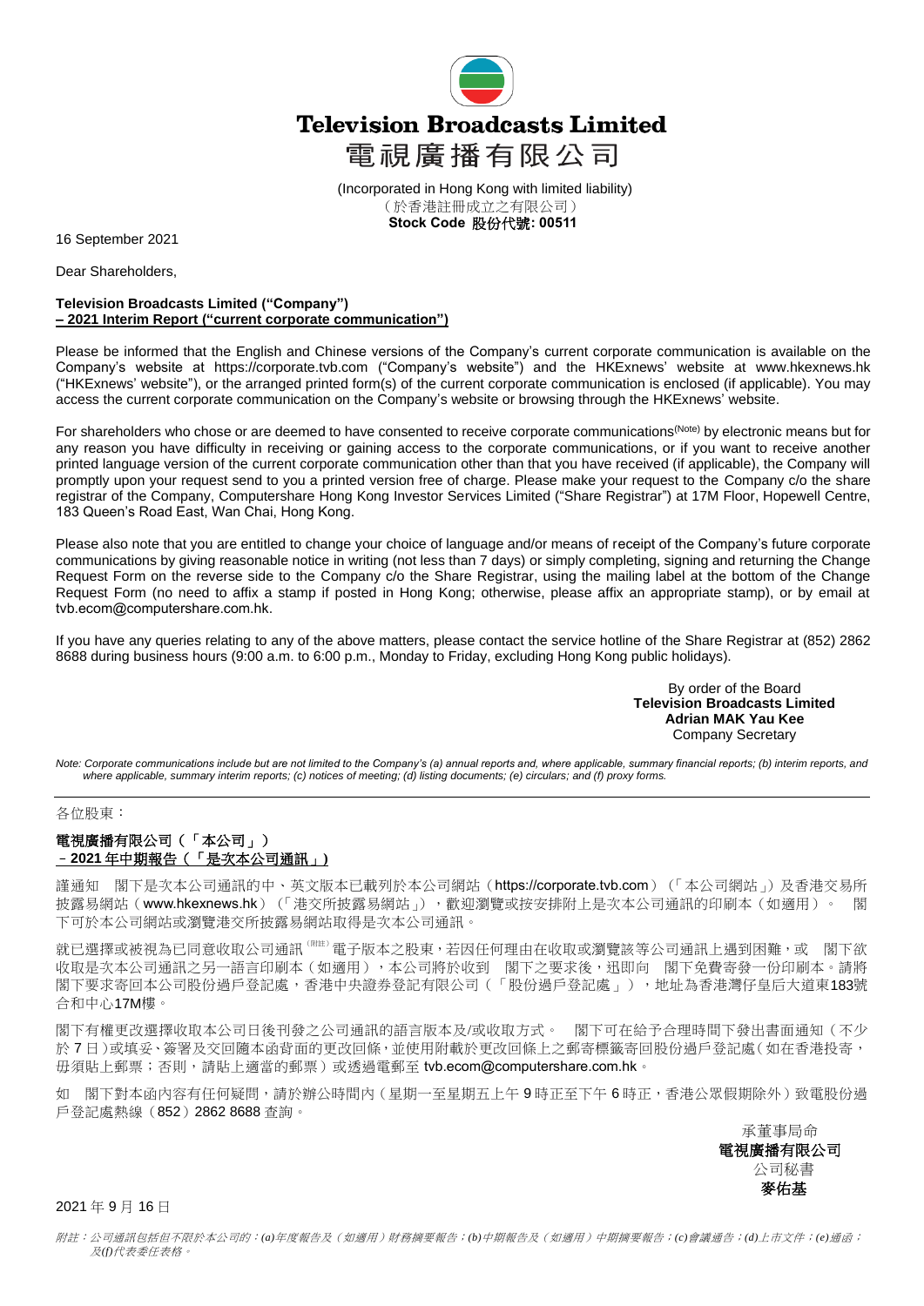# Television Broadcasts Limited

# 電視廣播有限公司

(Incorporated in Hong Kong with limited liability)
（於香港註冊成立之有限公司）
**Stock Code 股份代號: 00511**

16 September 2021

Dear Shareholders,

**Television Broadcasts Limited ("Company")**
**– 2021 Interim Report ("current corporate communication")**

Please be informed that the English and Chinese versions of the Company's current corporate communication is available on the Company's website at https://corporate.tvb.com ("Company's website") and the HKExnews' website at www.hkexnews.hk ("HKExnews' website"), or the arranged printed form(s) of the current corporate communication is enclosed (if applicable). You may access the current corporate communication on the Company's website or browsing through the HKExnews' website.

For shareholders who chose or are deemed to have consented to receive corporate communications(Note) by electronic means but for any reason you have difficulty in receiving or gaining access to the corporate communications, or if you want to receive another printed language version of the current corporate communication other than that you have received (if applicable), the Company will promptly upon your request send to you a printed version free of charge. Please make your request to the Company c/o the share registrar of the Company, Computershare Hong Kong Investor Services Limited ("Share Registrar") at 17M Floor, Hopewell Centre, 183 Queen's Road East, Wan Chai, Hong Kong.

Please also note that you are entitled to change your choice of language and/or means of receipt of the Company's future corporate communications by giving reasonable notice in writing (not less than 7 days) or simply completing, signing and returning the Change Request Form on the reverse side to the Company c/o the Share Registrar, using the mailing label at the bottom of the Change Request Form (no need to affix a stamp if posted in Hong Kong; otherwise, please affix an appropriate stamp), or by email at tvb.ecom@computershare.com.hk.

If you have any queries relating to any of the above matters, please contact the service hotline of the Share Registrar at (852) 2862 8688 during business hours (9:00 a.m. to 6:00 p.m., Monday to Friday, excluding Hong Kong public holidays).

By order of the Board
**Television Broadcasts Limited**
**Adrian MAK Yau Kee**
Company Secretary

*Note: Corporate communications include but are not limited to the Company's (a) annual reports and, where applicable, summary financial reports; (b) interim reports, and where applicable, summary interim reports; (c) notices of meeting; (d) listing documents; (e) circulars; and (f) proxy forms.*

---

各位股東：

**電視廣播有限公司（「本公司」）**
**－2021 年中期報告（「是次本公司通訊」）**

謹通知　閣下是次本公司通訊的中、英文版本已載列於本公司網站（https://corporate.tvb.com）（「本公司網站」）及香港交易所披露易網站（www.hkexnews.hk）（「港交所披露易網站」），歡迎瀏覽或按安排附上是次本公司通訊的印刷本（如適用）。　閣下可於本公司網站或瀏覽港交所披露易網站取得是次本公司通訊。

就已選擇或被視為已同意收取公司通訊(附註)電子版本之股東，若因任何理由在收取或瀏覽該等公司通訊上遇到困難，或　閣下欲收取是次本公司通訊之另一語言印刷本（如適用），本公司將於收到　閣下之要求後，迅即向　閣下免費寄發一份印刷本。請將閣下要求寄回本公司股份過戶登記處，香港中央證券登記有限公司（「股份過戶登記處」），地址為香港灣仔皇后大道東183號合和中心17M樓。

閣下有權更改選擇收取本公司日後刊發之公司通訊的語言版本及/或收取方式。　閣下可在給予合理時間下發出書面通知（不少於 7 日）或填妥、簽署及交回隨本函背面的更改回條，並使用附載於更改回條上之郵寄標籤寄回股份過戶登記處（如在香港投寄，毋須貼上郵票；否則，請貼上適當的郵票）或透過電郵至 tvb.ecom@computershare.com.hk。

如　閣下對本函內容有任何疑問，請於辦公時間內（星期一至星期五上午 9 時正至下午 6 時正，香港公眾假期除外）致電股份過戶登記處熱線（852）2862 8688 查詢。

承董事局命
**電視廣播有限公司**
公司秘書
**麥佑基**

2021 年 9 月 16 日

*附註：公司通訊包括但不限於本公司的：(a)年度報告及（如適用）財務摘要報告；(b)中期報告及（如適用）中期摘要報告；(c)會議通告；(d)上市文件；(e)通函；及(f)代表委任表格。*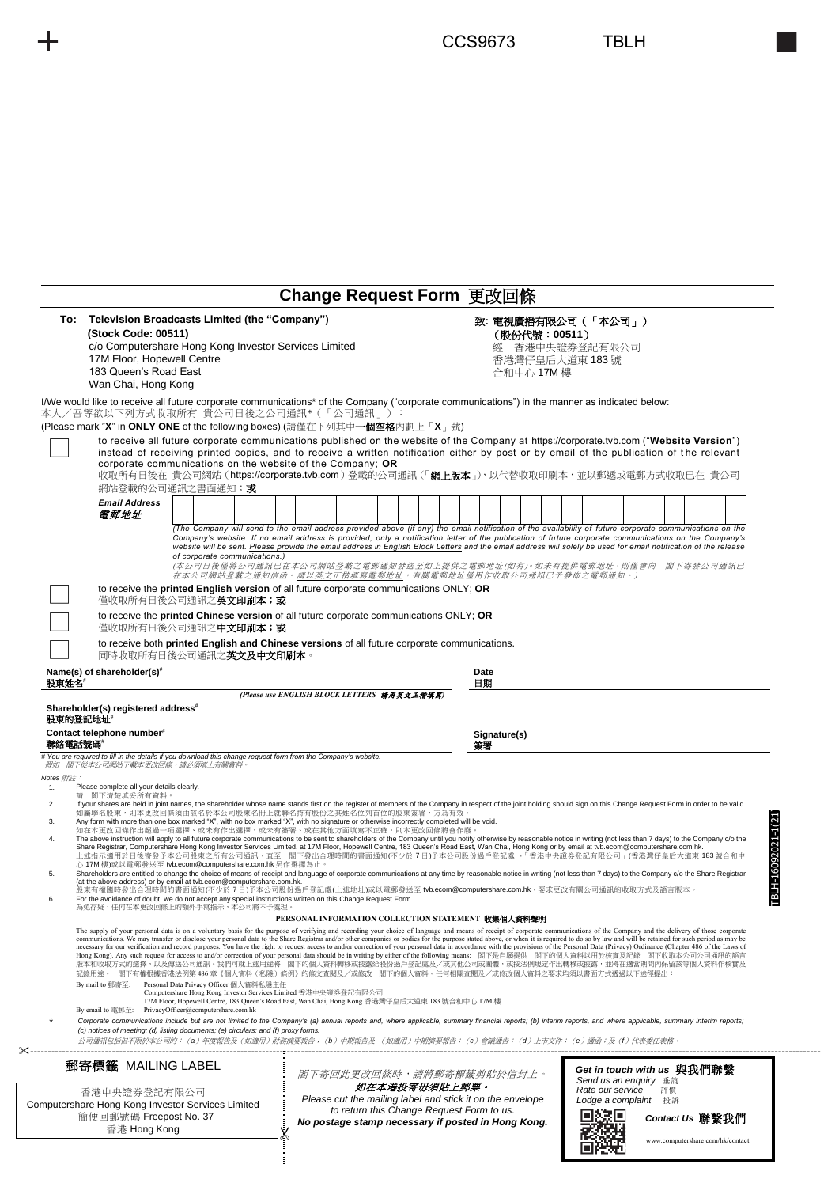# Change Request Form 更改回條

**To: Television Broadcasts Limited (the "Company")**
**(Stock Code: 00511)**
c/o Computershare Hong Kong Investor Services Limited
17M Floor, Hopewell Centre
183 Queen's Road East
Wan Chai, Hong Kong

**致: 電視廣播有限公司（「本公司」）**
**（股份代號：00511）**
經　香港中央證券登記有限公司
香港灣仔皇后大道東 183 號
合和中心 17M 樓

I/We would like to receive all future corporate communications* of the Company ("corporate communications") in the manner as indicated below:
本人／吾等欲以下列方式收取所有 貴公司日後之公司通訊*（「公司通訊」）：

(Please mark "**X**" in **ONLY ONE** of the following boxes) (請僅在下列其中**一個空格**內劃上「**X**」號)

☐ to receive all future corporate communications published on the website of the Company at https://corporate.tvb.com ("**Website Version**") instead of receiving printed copies, and to receive a written notification either by post or by email of the publication of the relevant corporate communications on the website of the Company; **OR**
收取所有日後在 貴公司網站（https://corporate.tvb.com）登載的公司通訊（「**網上版本**」），以代替收取印刷本，並以郵遞或電郵方式收取已在 貴公司網站登載的公司通訊之書面通知；**或**

***Email Address* 電郵地址** ______________________________

*(The Company will send to the email address provided above (if any) the email notification of the availability of future corporate communications on the Company's website. If no email address is provided, only a notification letter of the publication of future corporate communications on the Company's website will be sent. Please provide the email address in English Block Letters and the email address will solely be used for email notification of the release of corporate communications.)*
*(本公司日後僅將公司通訊已在本公司網站登載之電郵通知發送至如上提供之電郵地址(如有)。如未有提供電郵地址，則僅會向　閣下寄發公司通訊已在本公司網站登載之通知信函。請以英文正楷填寫電郵地址，有關電郵地址僅用作收取公司通訊已予發佈之電郵通知。)*

☐ to receive the **printed English version** of all future corporate communications ONLY; **OR**
僅收取所有日後公司通訊之**英文印刷本；或**

☐ to receive the **printed Chinese version** of all future corporate communications ONLY; **OR**
僅收取所有日後公司通訊之**中文印刷本；或**

☐ to receive both **printed English and Chinese versions** of all future corporate communications.
同時收取所有日後公司通訊之**英文及中文印刷本**。

**Name(s) of shareholder(s)# 股東姓名#** ______________________________ *(Please use ENGLISH BLOCK LETTERS 請用英文正楷填寫)*

**Date 日期** ______________________________

**Shareholder(s) registered address# 股東的登記地址#** ______________________________

**Contact telephone number# 聯絡電話號碼#** ______________________________

**Signature(s) 簽署** ______________________________

*# You are required to fill in the details if you download this change request form from the Company's website.*
*假如　閣下從本公司網站下載本更改回條，請必須填上有關資料。*

*Notes 附註：*

1. Please complete all your details clearly.
請　閣下清楚填妥所有資料。
2. If your shares are held in joint names, the shareholder whose name stands first on the register of members of the Company in respect of the joint holding should sign on this Change Request Form in order to be valid.
如屬聯名股東，則本更改回條須由該名於本公司股東名冊上就聯名持有股份之其姓名位列首位的股東簽署，方為有效。
3. Any form with more than one box marked "X", with no box marked "X", with no signature or otherwise incorrectly completed will be void.
如在本更改回條作出超過一項選擇、或未有作出選擇、或未有簽署、或在其他方面填寫不正確，則本更改回條將會作廢。
4. The above instruction will apply to all future corporate communications to be sent to shareholders of the Company until you notify otherwise by reasonable notice in writing (not less than 7 days) to the Company c/o the Share Registrar, Computershare Hong Kong Investor Services Limited, at 17M Floor, Hopewell Centre, 183 Queen's Road East, Wan Chai, Hong Kong or by email at tvb.ecom@computershare.com.hk.
上述指示適用於日後寄發予本公司股東之所有公司通訊，直至　閣下發出合理時間的書面通知(不少於 7 日)予本公司股份過戶登記處，「香港中央證券登記有限公司」(香港灣仔皇后大道東 183 號合和中心 17M 樓)或以電郵發送至 tvb.ecom@computershare.com.hk 另作選擇為止。
5. Shareholders are entitled to change the choice of means of receipt and language of corporate communications at any time by reasonable notice in writing (not less than 7 days) to the Company c/o the Share Registrar (at the above address) or by email at tvb.ecom@computershare.com.hk.
股東有權隨時發出合理時間的書面通知(不少於 7 日)予本公司股份過戶登記處(上述地址)或以電郵發送至 tvb.ecom@computershare.com.hk，要求更改有關公司通訊的收取方式及語言版本。
6. For the avoidance of doubt, we do not accept any special instructions written on this Change Request Form.
為免存疑，任何在本更改回條上的額外手寫指示，本公司將不予處理。

**PERSONAL INFORMATION COLLECTION STATEMENT 收集個人資料聲明**

The supply of your personal data is on a voluntary basis for the purpose of verifying and recording your choice of language and means of receipt of corporate communications of the Company and the delivery of those corporate communications. We may transfer or disclose your personal data to the Share Registrar and/or other companies or bodies for the purpose stated above, or when it is required to do so by law and will be retained for such period as may be necessary for our verification and record purposes. You have the right to request access to and/or correction of your personal data in accordance with the provisions of the Personal Data (Privacy) Ordinance (Chapter 486 of the Laws of Hong Kong). Any such request for access to and/or correction of your personal data should be in writing by either of the following means: 閣下是自願提供　閣下的個人資料以用於核實及記錄　閣下收取本公司公司通訊的語言版本和收取方式的選擇，以及傳送公司通訊。我們可就上述用途將　閣下的個人資料轉移或披露給股份過戶登記處及／或其他公司或團體，或按法例規定作出轉移或披露，並將在適當期間內保留該等個人資料作核實及記錄用途。　閣下有權根據香港法例第 486 章《個人資料（私隱）條例》的條文查閱及／或修改　閣下的個人資料。任何相關查閱及／或修改個人資料之要求均須以書面方式透過以下途徑提出：

By mail to 郵寄至: Personal Data Privacy Officer 個人資料私隱主任
Computershare Hong Kong Investor Services Limited 香港中央證券登記有限公司
17M Floor, Hopewell Centre, 183 Queen's Road East, Wan Chai, Hong Kong 香港灣仔皇后大道東 183 號合和中心 17M 樓

By email to 電郵至: PrivacyOfficer@computershare.com.hk

\* *Corporate communications include but are not limited to the Company's (a) annual reports and, where applicable, summary financial reports; (b) interim reports and, where applicable, summary interim reports; (c) notices of meeting; (d) listing documents; (e) circulars; and (f) proxy forms.*
*公司通訊包括但不限於本公司的：(a) 年度報告及（如適用）財務摘要報告；(b) 中期報告及（如適用）中期摘要報告；(c) 會議通告；(d) 上市文件；(e) 通函；及 (f) 代表委任表格。*

---

**郵寄標籤 MAILING LABEL**

香港中央證券登記有限公司
Computershare Hong Kong Investor Services Limited
簡便回郵號碼 Freepost No. 37
香港 Hong Kong

*閣下寄回此更改回條時，請將郵寄標籤剪貼於信封上。*
***如在本港投寄毋須貼上郵票。***
*Please cut the mailing label and stick it on the envelope to return this Change Request Form to us.*
***No postage stamp necessary if posted in Hong Kong.***

***Get in touch with us* 與我們聯繫**
*Send us an enquiry* 查詢
*Rate our service* 評價
*Lodge a complaint* 投訴
***Contact Us* 聯繫我們**
www.computershare.com/hk/contact